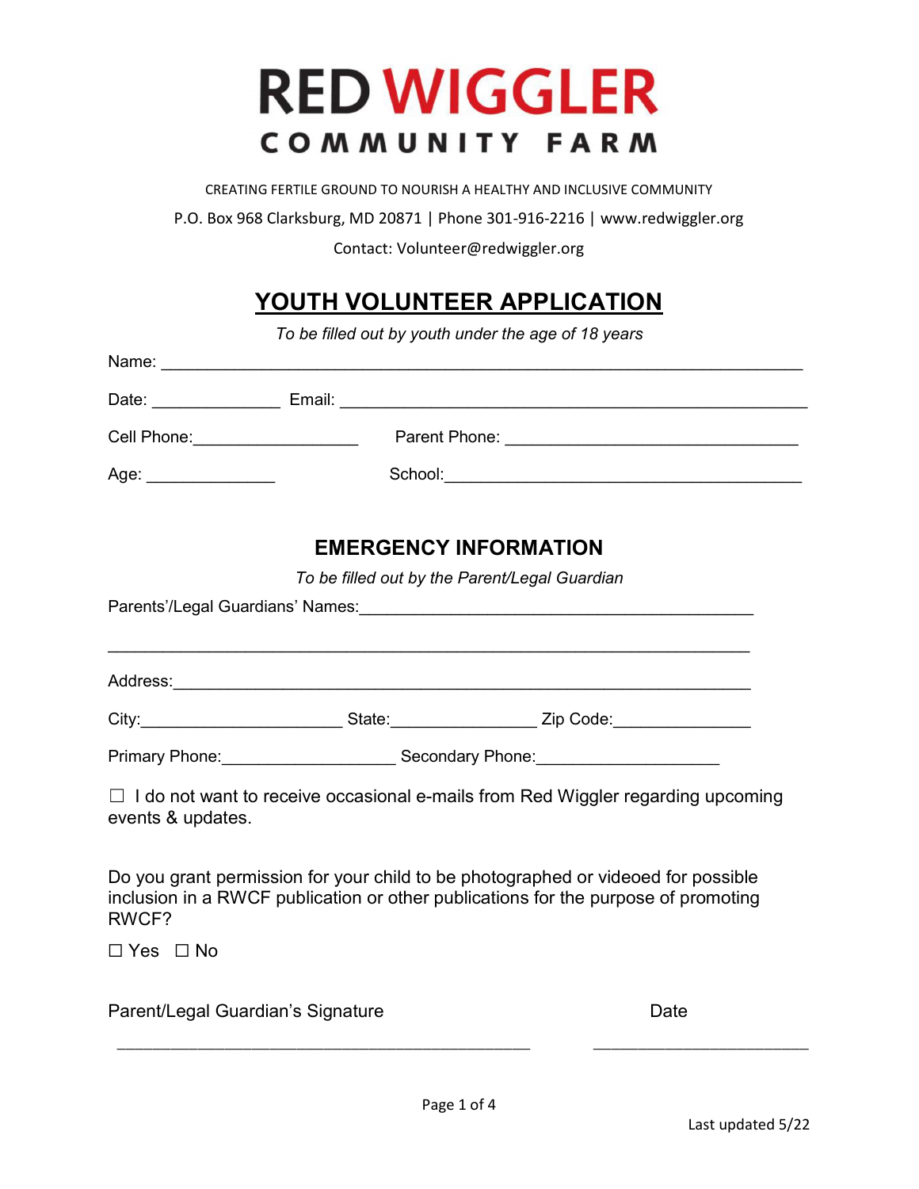# RED WIGGLER

## COMMUNITY FARM

CREATING FERTILE GROUND TO NOURISH A HEALTHY AND INCLUSIVE COMMUNITY

P.O. Box 968 Clarksburg, MD 20871 | Phone 301-916-2216 | www.redwiggler.org

Contact: Volunteer@redwiggler.org

## YOUTH VOLUNTEER APPLICATION

*To be filled out by youth under the age of 18 years*

Name: ___________________________________________________________________

Date: ______________ Email: _____________________________________________________

Cell Phone:__________________ Parent Phone: ________________________________

Age: ______________ School:_______________________________________

## EMERGENCY INFORMATION

*To be filled out by the Parent/Legal Guardian*

Parents'/Legal Guardians' Names:___________________________________________

______________________________________________________________________

Address:______________________________________________________________

City:______________________ State:________________ Zip Code:_______________

Primary Phone:___________________ Secondary Phone:____________________

☐ I do not want to receive occasional e-mails from Red Wiggler regarding upcoming events & updates.

Do you grant permission for your child to be photographed or videoed for possible inclusion in a RWCF publication or other publications for the purpose of promoting RWCF?

☐ Yes ☐ No

Parent/Legal Guardian's Signature __________________________________________

Date ________________________

Last updated 5/22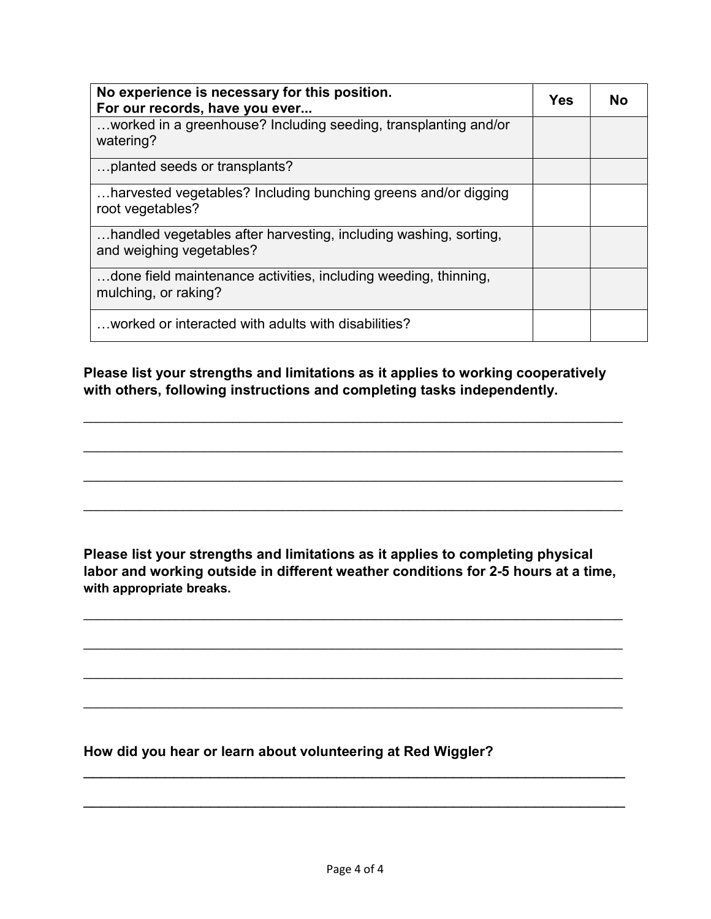| No experience is necessary for this position.<br>For our records, have you ever... | Yes | No |
|---|---|---|
| …worked in a greenhouse? Including seeding, transplanting and/or watering? | | |
| …planted seeds or transplants? | | |
| …harvested vegetables? Including bunching greens and/or digging root vegetables? | | |
| …handled vegetables after harvesting, including washing, sorting, and weighing vegetables? | | |
| …done field maintenance activities, including weeding, thinning, mulching, or raking? | | |
| …worked or interacted with adults with disabilities? | | |

**Please list your strengths and limitations as it applies to working cooperatively with others, following instructions and completing tasks independently.**

\_\_\_\_\_\_\_\_\_\_\_\_\_\_\_\_\_\_\_\_\_\_\_\_\_\_\_\_\_\_\_\_\_\_\_\_\_\_\_\_\_\_\_\_\_\_\_\_\_\_\_\_\_\_\_\_\_\_\_\_\_\_\_\_\_\_\_\_

\_\_\_\_\_\_\_\_\_\_\_\_\_\_\_\_\_\_\_\_\_\_\_\_\_\_\_\_\_\_\_\_\_\_\_\_\_\_\_\_\_\_\_\_\_\_\_\_\_\_\_\_\_\_\_\_\_\_\_\_\_\_\_\_\_\_\_\_

\_\_\_\_\_\_\_\_\_\_\_\_\_\_\_\_\_\_\_\_\_\_\_\_\_\_\_\_\_\_\_\_\_\_\_\_\_\_\_\_\_\_\_\_\_\_\_\_\_\_\_\_\_\_\_\_\_\_\_\_\_\_\_\_\_\_\_\_

\_\_\_\_\_\_\_\_\_\_\_\_\_\_\_\_\_\_\_\_\_\_\_\_\_\_\_\_\_\_\_\_\_\_\_\_\_\_\_\_\_\_\_\_\_\_\_\_\_\_\_\_\_\_\_\_\_\_\_\_\_\_\_\_\_\_\_\_

**Please list your strengths and limitations as it applies to completing physical labor and working outside in different weather conditions for 2-5 hours at a time, with appropriate breaks.**

\_\_\_\_\_\_\_\_\_\_\_\_\_\_\_\_\_\_\_\_\_\_\_\_\_\_\_\_\_\_\_\_\_\_\_\_\_\_\_\_\_\_\_\_\_\_\_\_\_\_\_\_\_\_\_\_\_\_\_\_\_\_\_\_\_\_\_\_

\_\_\_\_\_\_\_\_\_\_\_\_\_\_\_\_\_\_\_\_\_\_\_\_\_\_\_\_\_\_\_\_\_\_\_\_\_\_\_\_\_\_\_\_\_\_\_\_\_\_\_\_\_\_\_\_\_\_\_\_\_\_\_\_\_\_\_\_

\_\_\_\_\_\_\_\_\_\_\_\_\_\_\_\_\_\_\_\_\_\_\_\_\_\_\_\_\_\_\_\_\_\_\_\_\_\_\_\_\_\_\_\_\_\_\_\_\_\_\_\_\_\_\_\_\_\_\_\_\_\_\_\_\_\_\_\_

\_\_\_\_\_\_\_\_\_\_\_\_\_\_\_\_\_\_\_\_\_\_\_\_\_\_\_\_\_\_\_\_\_\_\_\_\_\_\_\_\_\_\_\_\_\_\_\_\_\_\_\_\_\_\_\_\_\_\_\_\_\_\_\_\_\_\_\_

**How did you hear or learn about volunteering at Red Wiggler?**

\_\_\_\_\_\_\_\_\_\_\_\_\_\_\_\_\_\_\_\_\_\_\_\_\_\_\_\_\_\_\_\_\_\_\_\_\_\_\_\_\_\_\_\_\_\_\_\_\_\_\_\_\_\_\_\_\_\_\_\_\_\_\_\_\_\_\_\_

\_\_\_\_\_\_\_\_\_\_\_\_\_\_\_\_\_\_\_\_\_\_\_\_\_\_\_\_\_\_\_\_\_\_\_\_\_\_\_\_\_\_\_\_\_\_\_\_\_\_\_\_\_\_\_\_\_\_\_\_\_\_\_\_\_\_\_\_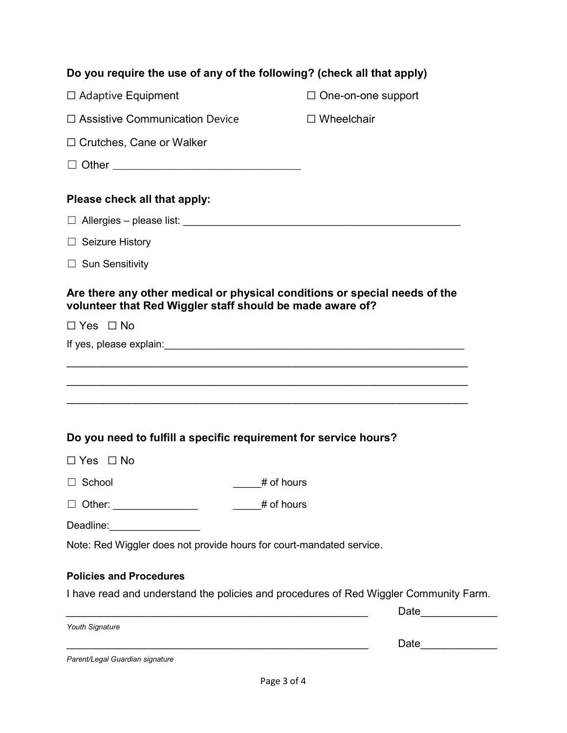**Do you require the use of any of the following? (check all that apply)**

☐ Adaptive Equipment

☐ One-on-one support

☐ Assistive Communication Device

☐ Wheelchair

☐ Crutches, Cane or Walker

☐ Other ______________________________

**Please check all that apply:**

☐ Allergies – please list: ____________________________________________

☐ Seizure History

☐ Sun Sensitivity

**Are there any other medical or physical conditions or special needs of the volunteer that Red Wiggler staff should be made aware of?**

☐ Yes ☐ No

If yes, please explain:_____________________________________________

_________________________________________________________________

_________________________________________________________________

_________________________________________________________________

**Do you need to fulfill a specific requirement for service hours?**

☐ Yes ☐ No

☐ School _____# of hours

☐ Other: ______________ _____# of hours

Deadline:________________

Note: Red Wiggler does not provide hours for court-mandated service.

**Policies and Procedures**

I have read and understand the policies and procedures of Red Wiggler Community Farm.

_________________________________________________ Date_____________

*Youth Signature*

_________________________________________________ Date_____________

*Parent/Legal Guardian signature*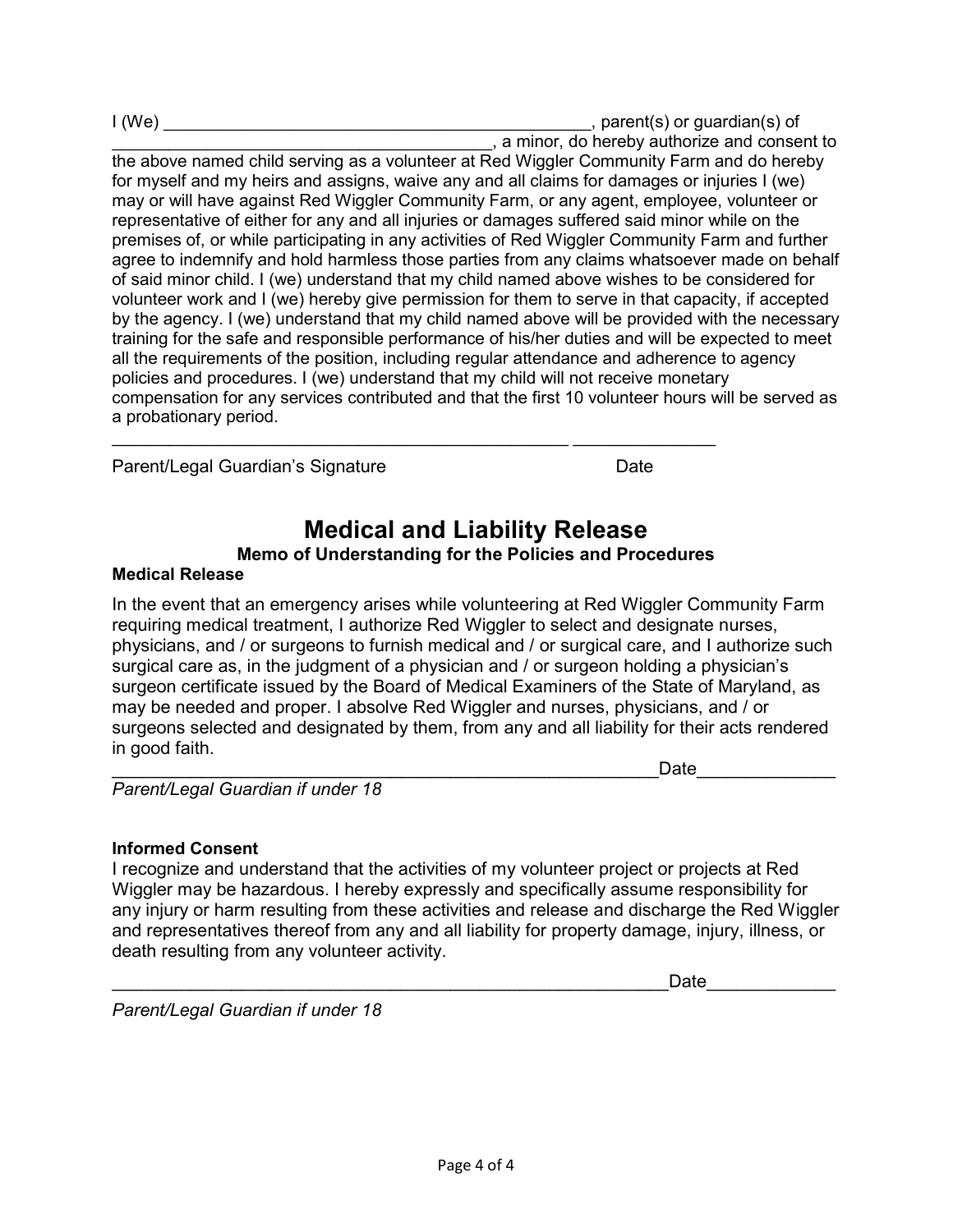I (We) _____________________________________________, parent(s) or guardian(s) of _________________________________________, a minor, do hereby authorize and consent to the above named child serving as a volunteer at Red Wiggler Community Farm and do hereby for myself and my heirs and assigns, waive any and all claims for damages or injuries I (we) may or will have against Red Wiggler Community Farm, or any agent, employee, volunteer or representative of either for any and all injuries or damages suffered said minor while on the premises of, or while participating in any activities of Red Wiggler Community Farm and further agree to indemnify and hold harmless those parties from any claims whatsoever made on behalf of said minor child. I (we) understand that my child named above wishes to be considered for volunteer work and I (we) hereby give permission for them to serve in that capacity, if accepted by the agency. I (we) understand that my child named above will be provided with the necessary training for the safe and responsible performance of his/her duties and will be expected to meet all the requirements of the position, including regular attendance and adherence to agency policies and procedures. I (we) understand that my child will not receive monetary compensation for any services contributed and that the first 10 volunteer hours will be served as a probationary period.

_________________________________________________ _______________

Parent/Legal Guardian's Signature Date

# Medical and Liability Release

### Memo of Understanding for the Policies and Procedures

**Medical Release**

In the event that an emergency arises while volunteering at Red Wiggler Community Farm requiring medical treatment, I authorize Red Wiggler to select and designate nurses, physicians, and / or surgeons to furnish medical and / or surgical care, and I authorize such surgical care as, in the judgment of a physician and / or surgeon holding a physician's surgeon certificate issued by the Board of Medical Examiners of the State of Maryland, as may be needed and proper. I absolve Red Wiggler and nurses, physicians, and / or surgeons selected and designated by them, from any and all liability for their acts rendered in good faith.

___________________________________________________________Date______________

*Parent/Legal Guardian if under 18*

**Informed Consent**

I recognize and understand that the activities of my volunteer project or projects at Red Wiggler may be hazardous. I hereby expressly and specifically assume responsibility for any injury or harm resulting from these activities and release and discharge the Red Wiggler and representatives thereof from any and all liability for property damage, injury, illness, or death resulting from any volunteer activity.

____________________________________________________________Date_____________

*Parent/Legal Guardian if under 18*